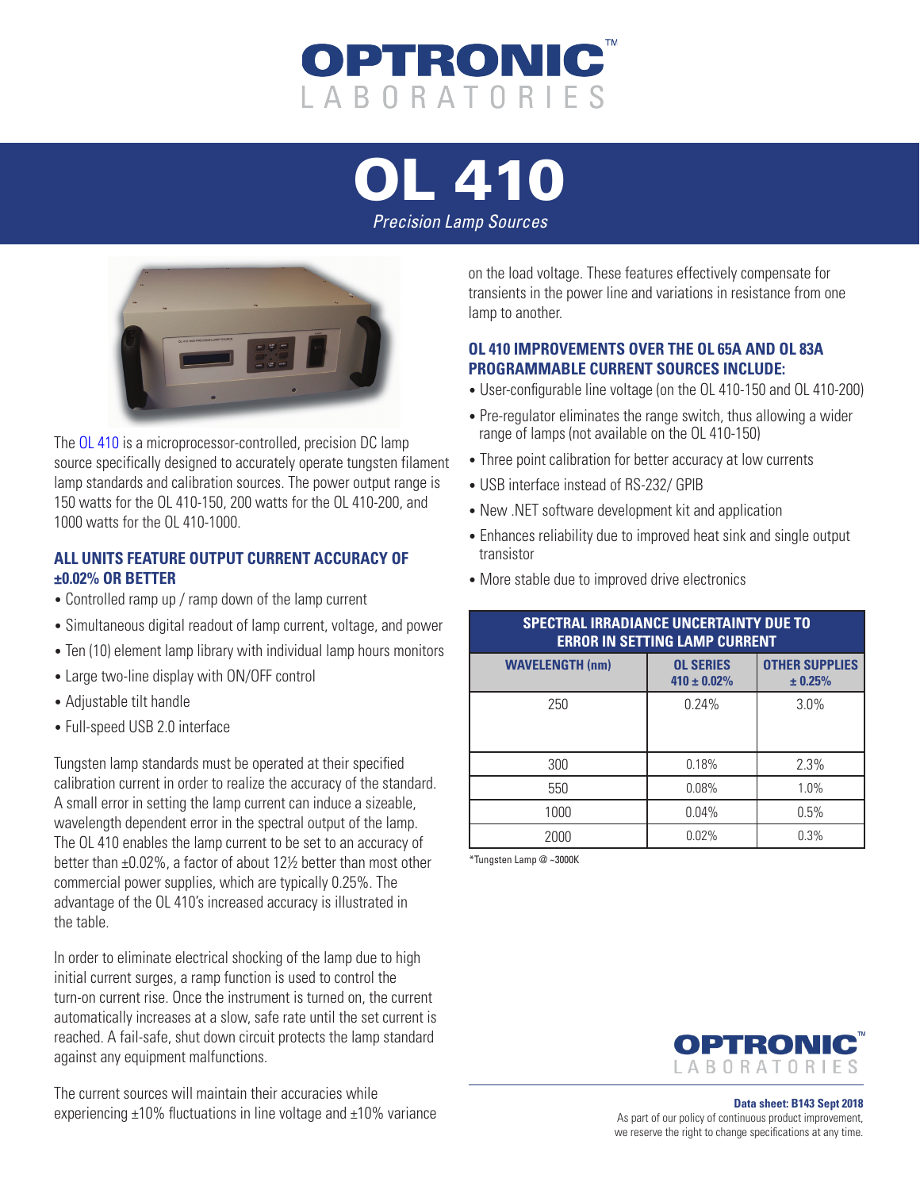# OPTRONIC LABORATORIES

# OL 410

*Precision Lamp Sources*

The OL 410 is a microprocessor-controlled, precision DC lamp source specifically designed to accurately operate tungsten filament lamp standards and calibration sources. The power output range is 150 watts for the OL 410-150, 200 watts for the OL 410-200, and 1000 watts for the OL 410-1000.

### ALL UNITS FEATURE OUTPUT CURRENT ACCURACY OF ±0.02% OR BETTER

- Controlled ramp up / ramp down of the lamp current
- Simultaneous digital readout of lamp current, voltage, and power
- Ten (10) element lamp library with individual lamp hours monitors
- Large two-line display with ON/OFF control
- Adjustable tilt handle
- Full-speed USB 2.0 interface

Tungsten lamp standards must be operated at their specified calibration current in order to realize the accuracy of the standard. A small error in setting the lamp current can induce a sizeable, wavelength dependent error in the spectral output of the lamp. The OL 410 enables the lamp current to be set to an accuracy of better than ±0.02%, a factor of about 12½ better than most other commercial power supplies, which are typically 0.25%. The advantage of the OL 410's increased accuracy is illustrated in the table.

In order to eliminate electrical shocking of the lamp due to high initial current surges, a ramp function is used to control the turn-on current rise. Once the instrument is turned on, the current automatically increases at a slow, safe rate until the set current is reached. A fail-safe, shut down circuit protects the lamp standard against any equipment malfunctions.

The current sources will maintain their accuracies while experiencing ±10% fluctuations in line voltage and ±10% variance on the load voltage. These features effectively compensate for transients in the power line and variations in resistance from one lamp to another.

### OL 410 IMPROVEMENTS OVER THE OL 65A AND OL 83A PROGRAMMABLE CURRENT SOURCES INCLUDE:

- User-configurable line voltage (on the OL 410-150 and OL 410-200)
- Pre-regulator eliminates the range switch, thus allowing a wider range of lamps (not available on the OL 410-150)
- Three point calibration for better accuracy at low currents
- USB interface instead of RS-232/ GPIB
- New .NET software development kit and application
- Enhances reliability due to improved heat sink and single output transistor
- More stable due to improved drive electronics

| SPECTRAL IRRADIANCE UNCERTAINTY DUE TO ERROR IN SETTING LAMP CURRENT | | |
|---|---|---|
| **WAVELENGTH (nm)** | **OL SERIES 410 ± 0.02%** | **OTHER SUPPLIES ± 0.25%** |
| 250 | 0.24% | 3.0% |
| 300 | 0.18% | 2.3% |
| 550 | 0.08% | 1.0% |
| 1000 | 0.04% | 0.5% |
| 2000 | 0.02% | 0.3% |

*Tungsten Lamp @ ~3000K

**Data sheet: B143 Sept 2018**

As part of our policy of continuous product improvement, we reserve the right to change specifications at any time.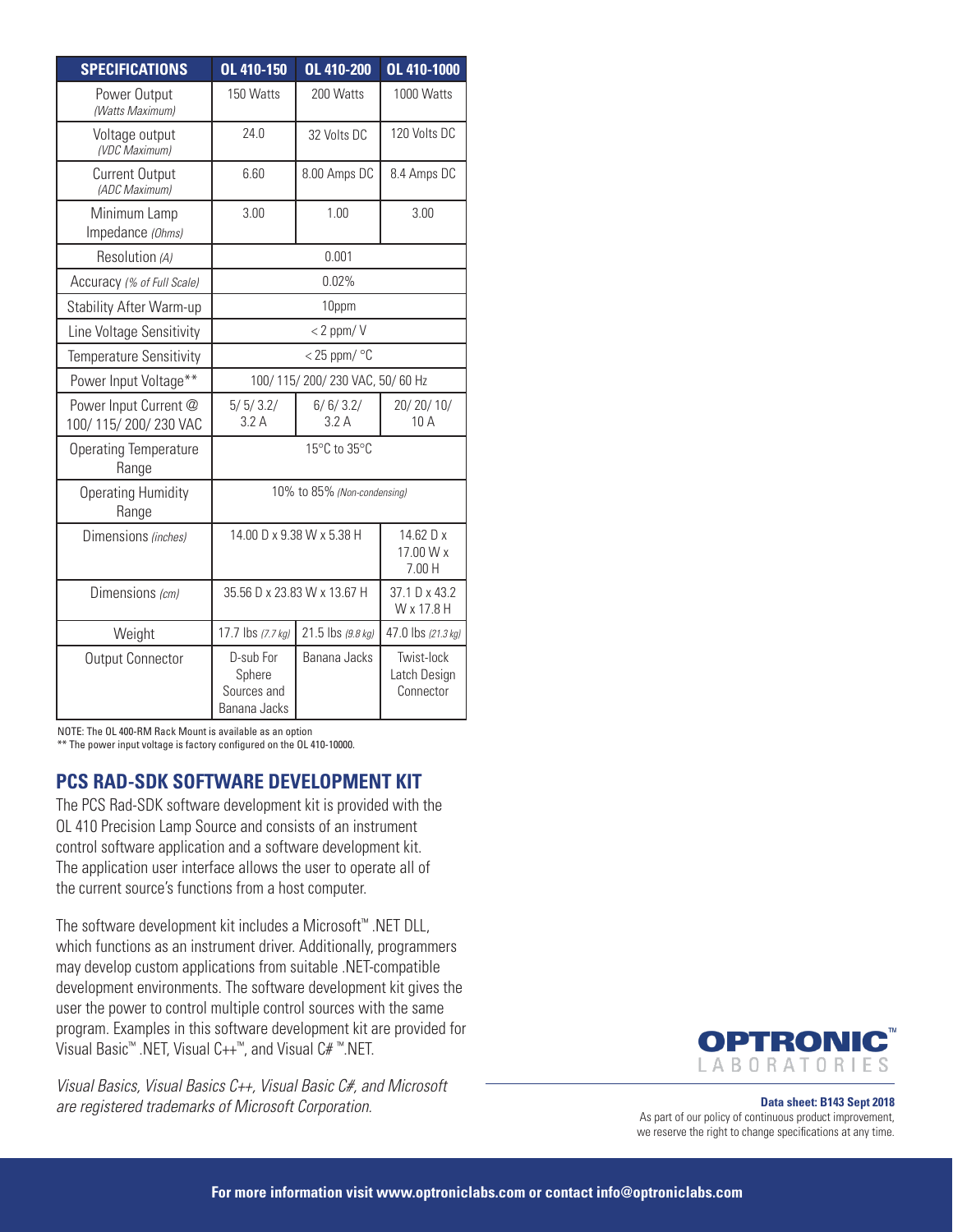| SPECIFICATIONS | OL 410-150 | OL 410-200 | OL 410-1000 |
|---|---|---|---|
| Power Output *(Watts Maximum)* | 150 Watts | 200 Watts | 1000 Watts |
| Voltage output *(VDC Maximum)* | 24.0 | 32 Volts DC | 120 Volts DC |
| Current Output *(ADC Maximum)* | 6.60 | 8.00 Amps DC | 8.4 Amps DC |
| Minimum Lamp Impedance *(Ohms)* | 3.00 | 1.00 | 3.00 |
| Resolution *(A)* | 0.001 | | |
| Accuracy *(% of Full Scale)* | 0.02% | | |
| Stability After Warm-up | 10ppm | | |
| Line Voltage Sensitivity | < 2 ppm/ V | | |
| Temperature Sensitivity | < 25 ppm/ °C | | |
| Power Input Voltage** | 100/ 115/ 200/ 230 VAC, 50/ 60 Hz | | |
| Power Input Current @ 100/ 115/ 200/ 230 VAC | 5/ 5/ 3.2/ 3.2 A | 6/ 6/ 3.2/ 3.2 A | 20/ 20/ 10/ 10 A |
| Operating Temperature Range | 15°C to 35°C | | |
| Operating Humidity Range | 10% to 85% *(Non-condensing)* | | |
| Dimensions *(inches)* | 14.00 D x 9.38 W x 5.38 H | | 14.62 D x 17.00 W x 7.00 H |
| Dimensions *(cm)* | 35.56 D x 23.83 W x 13.67 H | | 37.1 D x 43.2 W x 17.8 H |
| Weight | 17.7 lbs *(7.7 kg)* | 21.5 lbs *(9.8 kg)* | 47.0 lbs *(21.3 kg)* |
| Output Connector | D-sub For Sphere Sources and Banana Jacks | Banana Jacks | Twist-lock Latch Design Connector |

NOTE: The OL 400-RM Rack Mount is available as an option
** The power input voltage is factory configured on the OL 410-10000.

## PCS RAD-SDK SOFTWARE DEVELOPMENT KIT

The PCS Rad-SDK software development kit is provided with the OL 410 Precision Lamp Source and consists of an instrument control software application and a software development kit. The application user interface allows the user to operate all of the current source's functions from a host computer.

The software development kit includes a Microsoft™ .NET DLL, which functions as an instrument driver. Additionally, programmers may develop custom applications from suitable .NET-compatible development environments. The software development kit gives the user the power to control multiple control sources with the same program. Examples in this software development kit are provided for Visual Basic™ .NET, Visual C++™, and Visual C# ™.NET.

*Visual Basics, Visual Basics C++, Visual Basic C#, and Microsoft are registered trademarks of Microsoft Corporation.*

OPTRONIC™ LABORATORIES

**Data sheet: B143 Sept 2018**
As part of our policy of continuous product improvement, we reserve the right to change specifications at any time.

**For more information visit www.optroniclabs.com or contact info@optroniclabs.com**